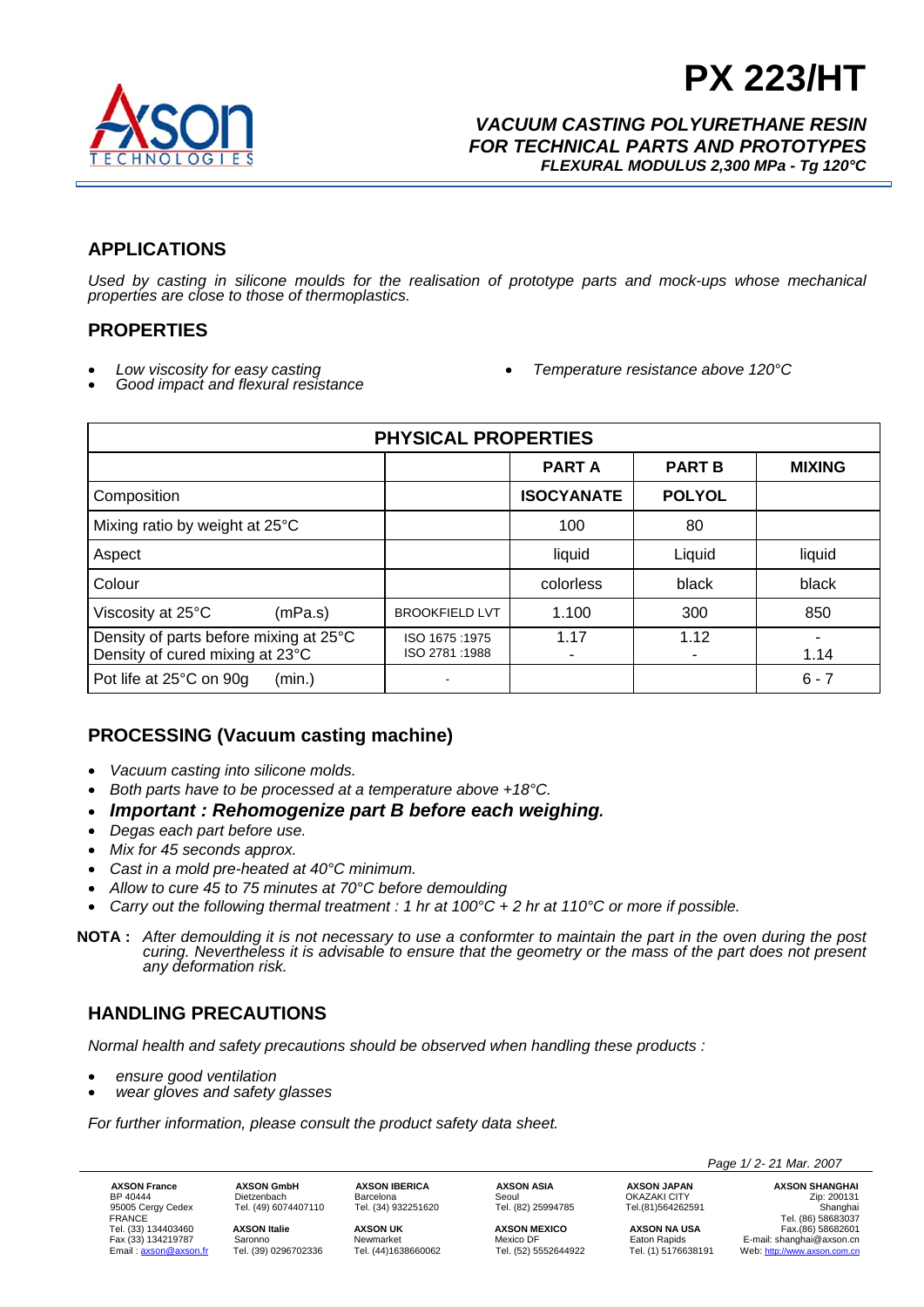# PX 223/HT

***VACUUM CASTING POLYURETHANE RESIN FOR TECHNICAL PARTS AND PROTOTYPES***
***FLEXURAL MODULUS 2,300 MPa - Tg 120°C***

## APPLICATIONS

*Used by casting in silicone moulds for the realisation of prototype parts and mock-ups whose mechanical properties are close to those of thermoplastics.*

## PROPERTIES

- *Low viscosity for easy casting*
- *Good impact and flexural resistance*
- *Temperature resistance above 120°C*

| PHYSICAL PROPERTIES | | | | |
|---|---|---|---|---|
| | | **PART A** | **PART B** | **MIXING** |
| Composition | | **ISOCYANATE** | **POLYOL** | |
| Mixing ratio by weight at 25°C | | 100 | 80 | |
| Aspect | | liquid | Liquid | liquid |
| Colour | | colorless | black | black |
| Viscosity at 25°C (mPa.s) | BROOKFIELD LVT | 1.100 | 300 | 850 |
| Density of parts before mixing at 25°C<br>Density of cured mixing at 23°C | ISO 1675 :1975<br>ISO 2781 :1988 | 1.17<br>- | 1.12<br>- | -<br>1.14 |
| Pot life at 25°C on 90g (min.) | - | | | 6 - 7 |

## PROCESSING (Vacuum casting machine)

- *Vacuum casting into silicone molds.*
- *Both parts have to be processed at a temperature above +18°C.*
- ***Important : Rehomogenize part B before each weighing.***
- *Degas each part before use.*
- *Mix for 45 seconds approx.*
- *Cast in a mold pre-heated at 40°C minimum.*
- *Allow to cure 45 to 75 minutes at 70°C before demoulding*
- *Carry out the following thermal treatment : 1 hr at 100°C + 2 hr at 110°C or more if possible.*

**NOTA :** *After demoulding it is not necessary to use a conformter to maintain the part in the oven during the post curing. Nevertheless it is advisable to ensure that the geometry or the mass of the part does not present any deformation risk.*

## HANDLING PRECAUTIONS

*Normal health and safety precautions should be observed when handling these products :*

- *ensure good ventilation*
- *wear gloves and safety glasses*

*For further information, please consult the product safety data sheet.*

*21 Mar. 2007*

**AXSON France** BP 40444 95005 Cergy Cedex FRANCE Tel. (33) 134403460 Fax (33) 134219787 Email : axson@axson.fr

**AXSON GmbH** Dietzenbach Tel. (49) 6074407110

**AXSON Italie** Saronno Tel. (39) 0296702336

**AXSON IBERICA** Barcelona Tel. (34) 932251620

**AXSON UK** Newmarket Tel. (44)1638660062

**AXSON ASIA** Seoul Tel. (82) 25994785

**AXSON MEXICO** Mexico DF Tel. (52) 5552644922

**AXSON JAPAN** OKAZAKI CITY Tel.(81)564262591

**AXSON NA USA** Eaton Rapids Tel. (1) 5176638191

**AXSON SHANGHAI** Zip: 200131 Shanghai Tel. (86) 58683037 Fax.(86) 58682601 E-mail: shanghai@axson.cn Web: http://www.axson.com.cn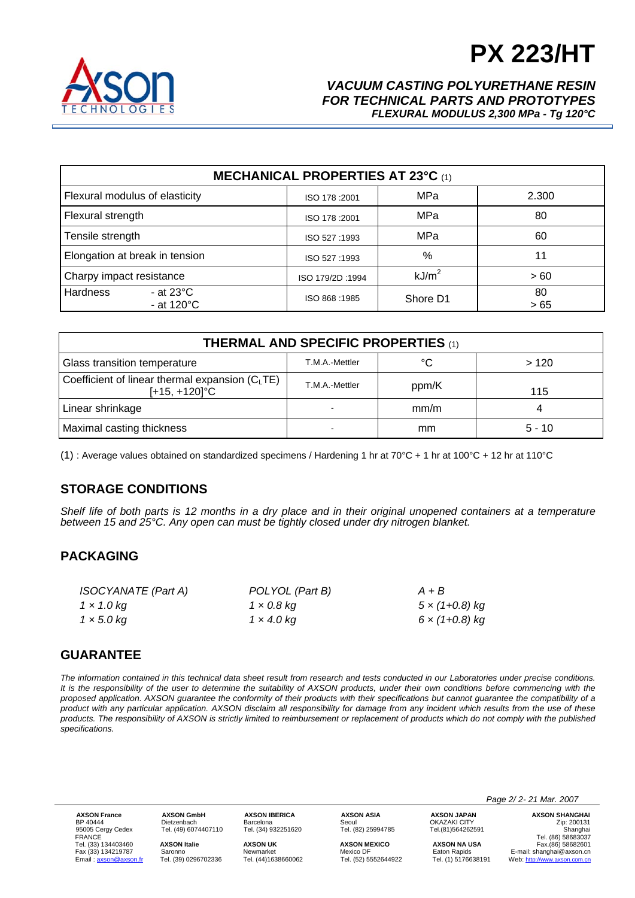# PX 223/HT

### *VACUUM CASTING POLYURETHANE RESIN FOR TECHNICAL PARTS AND PROTOTYPES*

***FLEXURAL MODULUS 2,300 MPa - Tg 120°C***

| MECHANICAL PROPERTIES AT 23°C (1) | | | |
|---|---|---|---|
| Flexural modulus of elasticity | ISO 178 :2001 | MPa | 2.300 |
| Flexural strength | ISO 178 :2001 | MPa | 80 |
| Tensile strength | ISO 527 :1993 | MPa | 60 |
| Elongation at break in tension | ISO 527 :1993 | % | 11 |
| Charpy impact resistance | ISO 179/2D :1994 | $kJ/m^2$ | > 60 |
| Hardness - at 23°C<br>- at 120°C | ISO 868 :1985 | Shore D1 | 80<br>> 65 |

| THERMAL AND SPECIFIC PROPERTIES (1) | | | |
|---|---|---|---|
| Glass transition temperature | T.M.A.-Mettler | °C | > 120 |
| Coefficient of linear thermal expansion ($C_L TE$) [+15, +120]°C | T.M.A.-Mettler | ppm/K | 115 |
| Linear shrinkage | - | mm/m | 4 |
| Maximal casting thickness | - | mm | 5 - 10 |

(1) : Average values obtained on standardized specimens / Hardening 1 hr at 70°C + 1 hr at 100°C + 12 hr at 110°C

## STORAGE CONDITIONS

*Shelf life of both parts is 12 months in a dry place and in their original unopened containers at a temperature between 15 and 25°C. Any open can must be tightly closed under dry nitrogen blanket.*

## PACKAGING

| *ISOCYANATE (Part A)* | *POLYOL (Part B)* | *A + B* |
|---|---|---|
| *1 × 1.0 kg* | *1 × 0.8 kg* | *5 × (1+0.8) kg* |
| *1 × 5.0 kg* | *1 × 4.0 kg* | *6 × (1+0.8) kg* |

## GUARANTEE

*The information contained in this technical data sheet result from research and tests conducted in our Laboratories under precise conditions. It is the responsibility of the user to determine the suitability of AXSON products, under their own conditions before commencing with the proposed application. AXSON guarantee the conformity of their products with their specifications but cannot guarantee the compatibility of a product with any particular application. AXSON disclaim all responsibility for damage from any incident which results from the use of these products. The responsibility of AXSON is strictly limited to reimbursement or replacement of products which do not comply with the published specifications.*

21 Mar. 2007

**AXSON France** BP 40444 95005 Cergy Cedex FRANCE Tel. (33) 134403460 Fax (33) 134219787 Email : axson@axson.fr

**AXSON GmbH** Dietzenbach Tel. (49) 6074407110

**AXSON Italie** Saronno Tel. (39) 0296702336

**AXSON IBERICA** Barcelona Tel. (34) 932251620

**AXSON UK** Newmarket Tel. (44)1638660062

**AXSON ASIA** Seoul Tel. (82) 25994785

**AXSON MEXICO** Mexico DF Tel. (52) 5552644922

**AXSON JAPAN** OKAZAKI CITY Tel.(81)564262591

**AXSON NA USA** Eaton Rapids Tel. (1) 5176638191

**AXSON SHANGHAI** Zip: 200131 Shanghai Tel. (86) 58683037 Fax.(86) 58682601 E-mail: shanghai@axson.cn Web: http://www.axson.com.cn